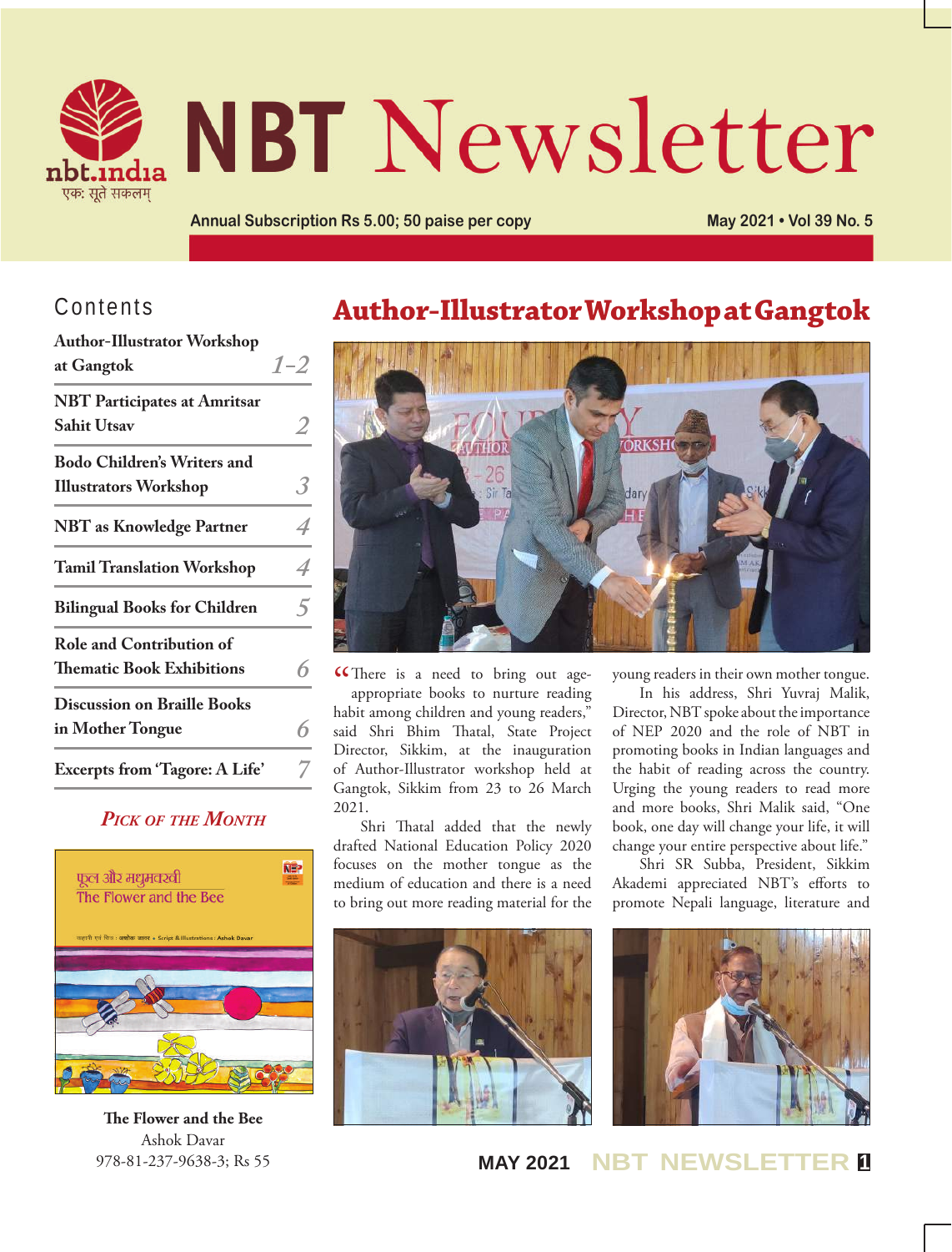# NBT Newsletter

Annual Subscription Rs 5.00; 50 paise per copy

May 2021 • Vol 39 No. 5

## Contents

| | |
|---|---|
| Author-Illustrator Workshop at Gangtok | 1–2 |
| NBT Participates at Amritsar Sahit Utsav | 2 |
| Bodo Children's Writers and Illustrators Workshop | 3 |
| NBT as Knowledge Partner | 4 |
| Tamil Translation Workshop | 4 |
| Bilingual Books for Children | 5 |
| Role and Contribution of Thematic Book Exhibitions | 6 |
| Discussion on Braille Books in Mother Tongue | 6 |
| Excerpts from 'Tagore: A Life' | 7 |

### *Pick of the Month*

**The Flower and the Bee**
Ashok Davar
978-81-237-9638-3; Rs 55

## Author-Illustrator Workshop at Gangtok

"There is a need to bring out age-appropriate books to nurture reading habit among children and young readers," said Shri Bhim Thatal, State Project Director, Sikkim, at the inauguration of Author-Illustrator workshop held at Gangtok, Sikkim from 23 to 26 March 2021.

Shri Thatal added that the newly drafted National Education Policy 2020 focuses on the mother tongue as the medium of education and there is a need to bring out more reading material for the young readers in their own mother tongue.

In his address, Shri Yuvraj Malik, Director, NBT spoke about the importance of NEP 2020 and the role of NBT in promoting books in Indian languages and the habit of reading across the country. Urging the young readers to read more and more books, Shri Malik said, "One book, one day will change your life, it will change your entire perspective about life."

Shri SR Subba, President, Sikkim Akademi appreciated NBT's efforts to promote Nepali language, literature and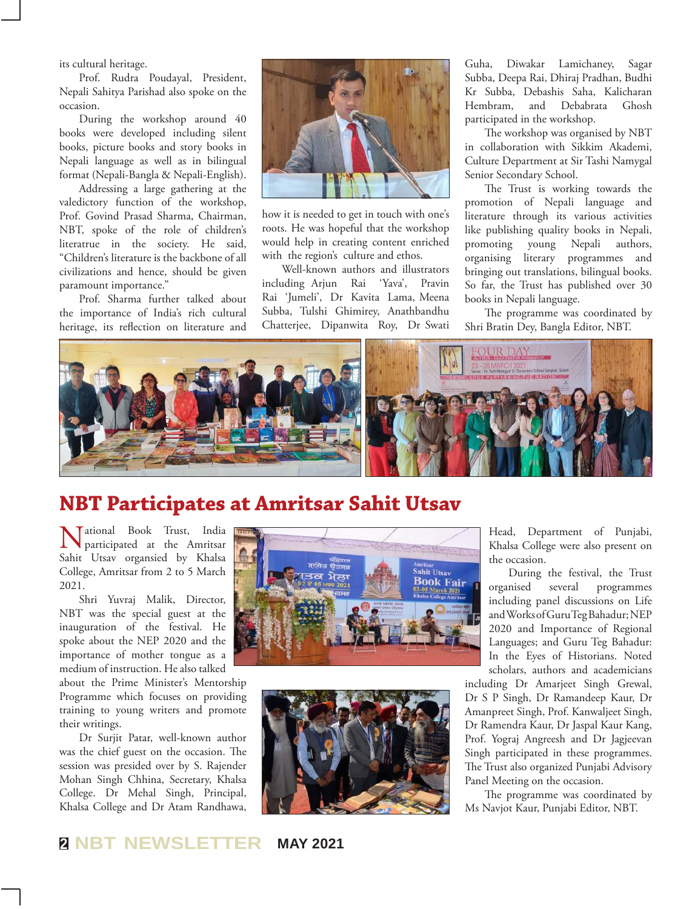its cultural heritage.

Prof. Rudra Poudayal, President, Nepali Sahitya Parishad also spoke on the occasion.

During the workshop around 40 books were developed including silent books, picture books and story books in Nepali language as well as in bilingual format (Nepali-Bangla & Nepali-English).

Addressing a large gathering at the valedictory function of the workshop, Prof. Govind Prasad Sharma, Chairman, NBT, spoke of the role of children's literatrue in the society. He said, "Children's literature is the backbone of all civilizations and hence, should be given paramount importance."

Prof. Sharma further talked about the importance of India's rich cultural heritage, its reflection on literature and how it is needed to get in touch with one's roots. He was hopeful that the workshop would help in creating content enriched with the region's culture and ethos.

Well-known authors and illustrators including Arjun Rai 'Yava', Pravin Rai 'Jumeli', Dr Kavita Lama, Meena Subba, Tulshi Ghimirey, Anathbandhu Chatterjee, Dipanwita Roy, Dr Swati Guha, Diwakar Lamichaney, Sagar Subba, Deepa Rai, Dhiraj Pradhan, Budhi Kr Subba, Debashis Saha, Kalicharan Hembram, and Debabrata Ghosh participated in the workshop.

The workshop was organised by NBT in collaboration with Sikkim Akademi, Culture Department at Sir Tashi Namygal Senior Secondary School.

The Trust is working towards the promotion of Nepali language and literature through its various activities like publishing quality books in Nepali, promoting young Nepali authors, organising literary programmes and bringing out translations, bilingual books. So far, the Trust has published over 30 books in Nepali language.

The programme was coordinated by Shri Bratin Dey, Bangla Editor, NBT.

## NBT Participates at Amritsar Sahit Utsav

National Book Trust, India participated at the Amritsar Sahit Utsav organsied by Khalsa College, Amritsar from 2 to 5 March 2021.

Shri Yuvraj Malik, Director, NBT was the special guest at the inauguration of the festival. He spoke about the NEP 2020 and the importance of mother tongue as a medium of instruction. He also talked about the Prime Minister's Mentorship Programme which focuses on providing training to young writers and promote their writings.

Dr Surjit Patar, well-known author was the chief guest on the occasion. The session was presided over by S. Rajender Mohan Singh Chhina, Secretary, Khalsa College. Dr Mehal Singh, Principal, Khalsa College and Dr Atam Randhawa, Head, Department of Punjabi, Khalsa College were also present on the occasion.

During the festival, the Trust organised several programmes including panel discussions on Life and Works of Guru Teg Bahadur; NEP 2020 and Importance of Regional Languages; and Guru Teg Bahadur: In the Eyes of Historians. Noted scholars, authors and academicians including Dr Amarjeet Singh Grewal, Dr S P Singh, Dr Ramandeep Kaur, Dr Amanpreet Singh, Prof. Kanwaljeet Singh, Dr Ramendra Kaur, Dr Jaspal Kaur Kang, Prof. Yograj Angreesh and Dr Jagjeevan Singh participated in these programmes. The Trust also organized Punjabi Advisory Panel Meeting on the occasion.

The programme was coordinated by Ms Navjot Kaur, Punjabi Editor, NBT.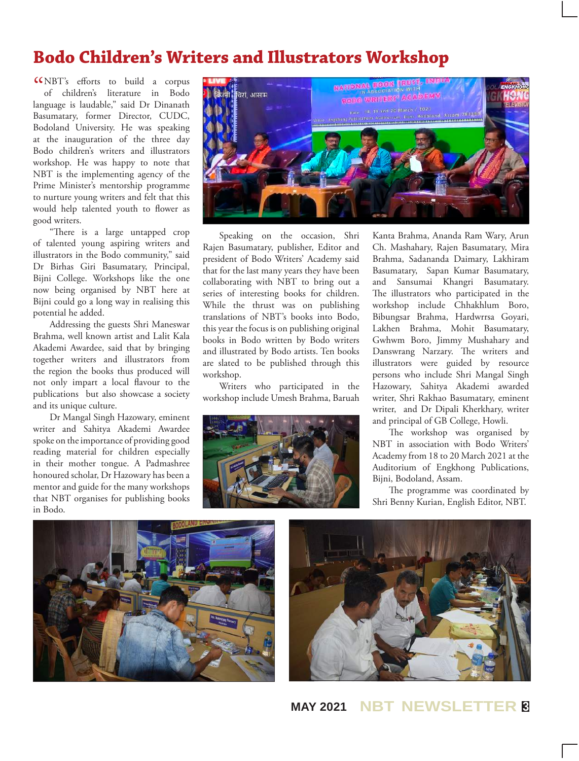# Bodo Children's Writers and Illustrators Workshop

"NBT's efforts to build a corpus of children's literature in Bodo language is laudable," said Dr Dinanath Basumatary, former Director, CUDC, Bodoland University. He was speaking at the inauguration of the three day Bodo children's writers and illustrators workshop. He was happy to note that NBT is the implementing agency of the Prime Minister's mentorship programme to nurture young writers and felt that this would help talented youth to flower as good writers.

"There is a large untapped crop of talented young aspiring writers and illustrators in the Bodo community," said Dr Birhas Giri Basumatary, Principal, Bijni College. Workshops like the one now being organised by NBT here at Bijni could go a long way in realising this potential he added.

Addressing the guests Shri Maneswar Brahma, well known artist and Lalit Kala Akademi Awardee, said that by bringing together writers and illustrators from the region the books thus produced will not only impart a local flavour to the publications but also showcase a society and its unique culture.

Dr Mangal Singh Hazowary, eminent writer and Sahitya Akademi Awardee spoke on the importance of providing good reading material for children especially in their mother tongue. A Padmashree honoured scholar, Dr Hazowary has been a mentor and guide for the many workshops that NBT organises for publishing books in Bodo.

Speaking on the occasion, Shri Rajen Basumatary, publisher, Editor and president of Bodo Writers' Academy said that for the last many years they have been collaborating with NBT to bring out a series of interesting books for children. While the thrust was on publishing translations of NBT's books into Bodo, this year the focus is on publishing original books in Bodo written by Bodo writers and illustrated by Bodo artists. Ten books are slated to be published through this workshop.

Writers who participated in the workshop include Umesh Brahma, Baruah Kanta Brahma, Ananda Ram Wary, Arun Ch. Mashahary, Rajen Basumatary, Mira Brahma, Sadananda Daimary, Lakhiram Basumatary, Sapan Kumar Basumatary, and Sansumai Khangri Basumatary. The illustrators who participated in the workshop include Chhakhlum Boro, Bibungsar Brahma, Hardwrrsa Goyari, Lakhen Brahma, Mohit Basumatary, Gwhwm Boro, Jimmy Mushahary and Danswrang Narzary. The writers and illustrators were guided by resource persons who include Shri Mangal Singh Hazowary, Sahitya Akademi awarded writer, Shri Rakhao Basumatary, eminent writer, and Dr Dipali Kherkhary, writer and principal of GB College, Howli.

The workshop was organised by NBT in association with Bodo Writers' Academy from 18 to 20 March 2021 at the Auditorium of Engkhong Publications, Bijni, Bodoland, Assam.

The programme was coordinated by Shri Benny Kurian, English Editor, NBT.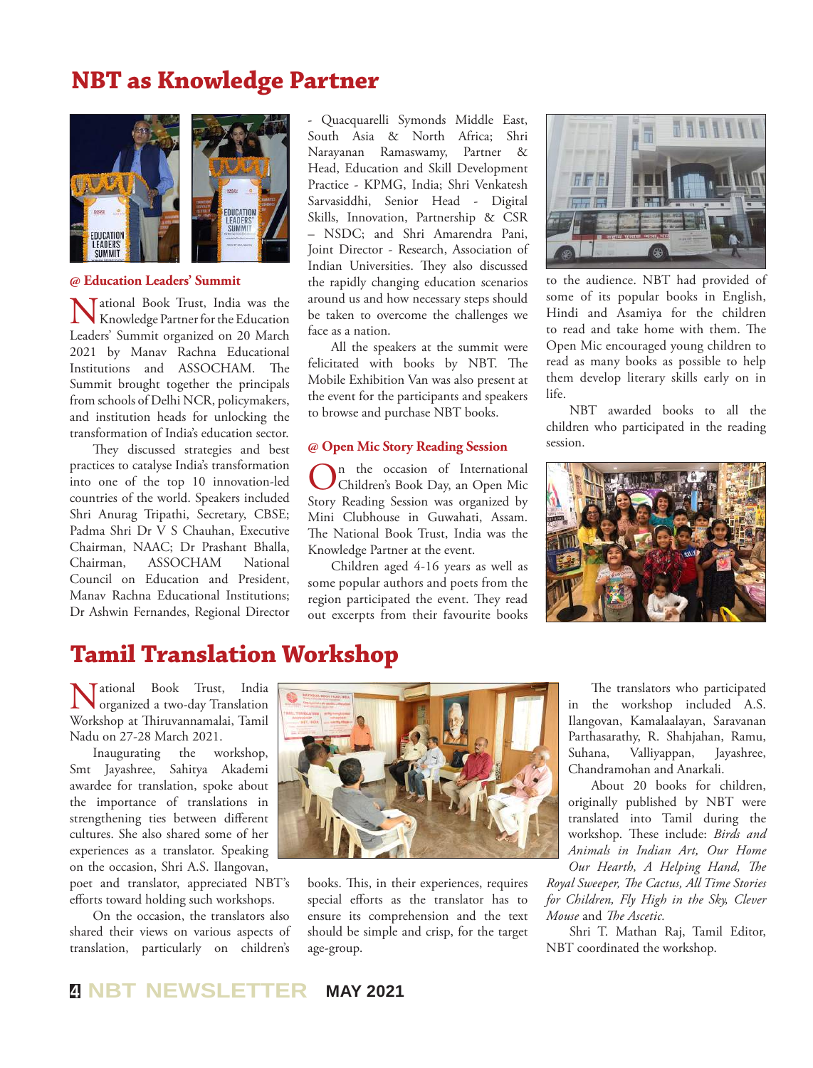## NBT as Knowledge Partner

### @ Education Leaders' Summit

National Book Trust, India was the Knowledge Partner for the Education Leaders' Summit organized on 20 March 2021 by Manav Rachna Educational Institutions and ASSOCHAM. The Summit brought together the principals from schools of Delhi NCR, policymakers, and institution heads for unlocking the transformation of India's education sector.

They discussed strategies and best practices to catalyse India's transformation into one of the top 10 innovation-led countries of the world. Speakers included Shri Anurag Tripathi, Secretary, CBSE; Padma Shri Dr V S Chauhan, Executive Chairman, NAAC; Dr Prashant Bhalla, Chairman, ASSOCHAM National Council on Education and President, Manav Rachna Educational Institutions; Dr Ashwin Fernandes, Regional Director - Quacquarelli Symonds Middle East, South Asia & North Africa; Shri Narayanan Ramaswamy, Partner & Head, Education and Skill Development Practice - KPMG, India; Shri Venkatesh Sarvasiddhi, Senior Head - Digital Skills, Innovation, Partnership & CSR – NSDC; and Shri Amarendra Pani, Joint Director - Research, Association of Indian Universities. They also discussed the rapidly changing education scenarios around us and how necessary steps should be taken to overcome the challenges we face as a nation.

All the speakers at the summit were felicitated with books by NBT. The Mobile Exhibition Van was also present at the event for the participants and speakers to browse and purchase NBT books.

### @ Open Mic Story Reading Session

On the occasion of International Children's Book Day, an Open Mic Story Reading Session was organized by Mini Clubhouse in Guwahati, Assam. The National Book Trust, India was the Knowledge Partner at the event.

Children aged 4-16 years as well as some popular authors and poets from the region participated the event. They read out excerpts from their favourite books to the audience. NBT had provided of some of its popular books in English, Hindi and Asamiya for the children to read and take home with them. The Open Mic encouraged young children to read as many books as possible to help them develop literary skills early on in life.

NBT awarded books to all the children who participated in the reading session.

## Tamil Translation Workshop

National Book Trust, India organized a two-day Translation Workshop at Thiruvannamalai, Tamil Nadu on 27-28 March 2021.

Inaugurating the workshop, Smt Jayashree, Sahitya Akademi awardee for translation, spoke about the importance of translations in strengthening ties between different cultures. She also shared some of her experiences as a translator. Speaking on the occasion, Shri A.S. Ilangovan, poet and translator, appreciated NBT's efforts toward holding such workshops.

On the occasion, the translators also shared their views on various aspects of translation, particularly on children's books. This, in their experiences, requires special efforts as the translator has to ensure its comprehension and the text should be simple and crisp, for the target age-group.

The translators who participated in the workshop included A.S. Ilangovan, Kamalaalayan, Saravanan Parthasarathy, R. Shahjahan, Ramu, Suhana, Valliyappan, Jayashree, Chandramohan and Anarkali.

About 20 books for children, originally published by NBT were translated into Tamil during the workshop. These include: *Birds and Animals in Indian Art, Our Home Our Hearth, A Helping Hand, The Royal Sweeper, The Cactus, All Time Stories for Children, Fly High in the Sky, Clever Mouse* and *The Ascetic.*

Shri T. Mathan Raj, Tamil Editor, NBT coordinated the workshop.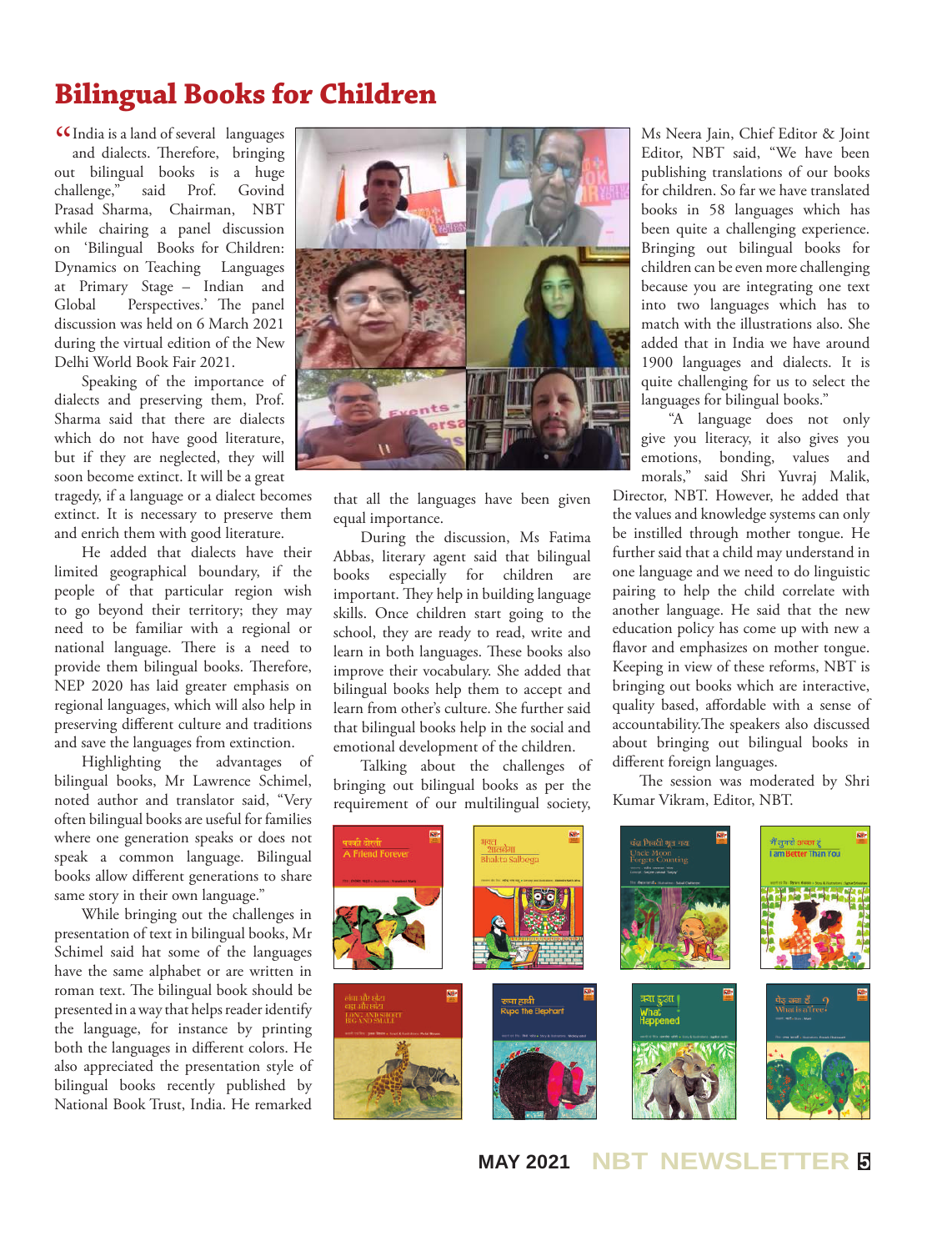# Bilingual Books for Children

"India is a land of several languages and dialects. Therefore, bringing out bilingual books is a huge challenge," said Prof. Govind Prasad Sharma, Chairman, NBT while chairing a panel discussion on 'Bilingual Books for Children: Dynamics on Teaching Languages at Primary Stage – Indian and Global Perspectives.' The panel discussion was held on 6 March 2021 during the virtual edition of the New Delhi World Book Fair 2021.

Speaking of the importance of dialects and preserving them, Prof. Sharma said that there are dialects which do not have good literature, but if they are neglected, they will soon become extinct. It will be a great tragedy, if a language or a dialect becomes extinct. It is necessary to preserve them and enrich them with good literature.

He added that dialects have their limited geographical boundary, if the people of that particular region wish to go beyond their territory; they may need to be familiar with a regional or national language. There is a need to provide them bilingual books. Therefore, NEP 2020 has laid greater emphasis on regional languages, which will also help in preserving different culture and traditions and save the languages from extinction.

Highlighting the advantages of bilingual books, Mr Lawrence Schimel, noted author and translator said, "Very often bilingual books are useful for families where one generation speaks or does not speak a common language. Bilingual books allow different generations to share same story in their own language."

While bringing out the challenges in presentation of text in bilingual books, Mr Schimel said hat some of the languages have the same alphabet or are written in roman text. The bilingual book should be presented in a way that helps reader identify the language, for instance by printing both the languages in different colors. He also appreciated the presentation style of bilingual books recently published by National Book Trust, India. He remarked that all the languages have been given equal importance.

During the discussion, Ms Fatima Abbas, literary agent said that bilingual books especially for children are important. They help in building language skills. Once children start going to the school, they are ready to read, write and learn in both languages. These books also improve their vocabulary. She added that bilingual books help them to accept and learn from other's culture. She further said that bilingual books help in the social and emotional development of the children.

Talking about the challenges of bringing out bilingual books as per the requirement of our multilingual society, Ms Neera Jain, Chief Editor & Joint Editor, NBT said, "We have been publishing translations of our books for children. So far we have translated books in 58 languages which has been quite a challenging experience. Bringing out bilingual books for children can be even more challenging because you are integrating one text into two languages which has to match with the illustrations also. She added that in India we have around 1900 languages and dialects. It is quite challenging for us to select the languages for bilingual books."

"A language does not only give you literacy, it also gives you emotions, bonding, values and morals," said Shri Yuvraj Malik, Director, NBT. However, he added that the values and knowledge systems can only be instilled through mother tongue. He further said that a child may understand in one language and we need to do linguistic pairing to help the child correlate with another language. He said that the new education policy has come up with new a flavor and emphasizes on mother tongue. Keeping in view of these reforms, NBT is bringing out books which are interactive, quality based, affordable with a sense of accountability.The speakers also discussed about bringing out bilingual books in different foreign languages.

The session was moderated by Shri Kumar Vikram, Editor, NBT.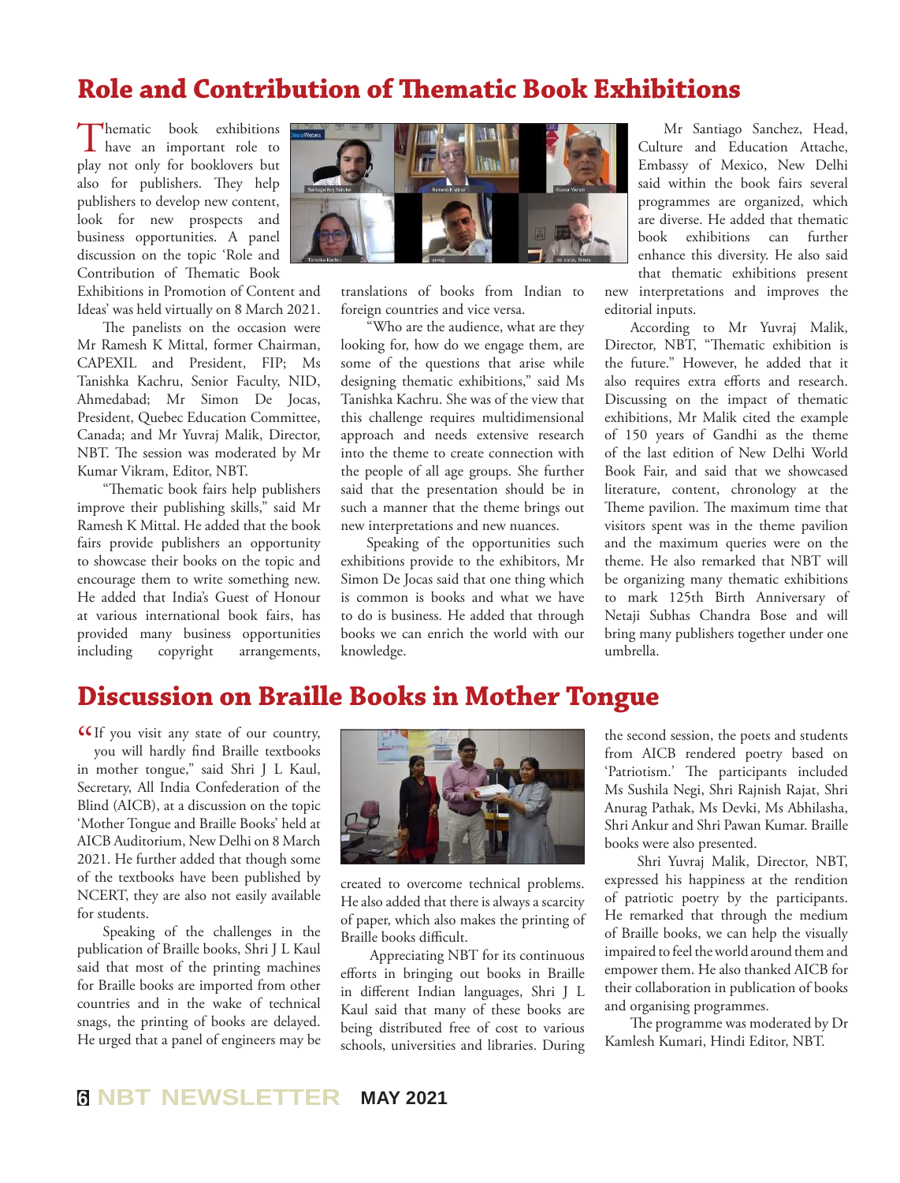## Role and Contribution of Thematic Book Exhibitions

Thematic book exhibitions have an important role to play not only for booklovers but also for publishers. They help publishers to develop new content, look for new prospects and business opportunities. A panel discussion on the topic 'Role and Contribution of Thematic Book Exhibitions in Promotion of Content and Ideas' was held virtually on 8 March 2021.

The panelists on the occasion were Mr Ramesh K Mittal, former Chairman, CAPEXIL and President, FIP; Ms Tanishka Kachru, Senior Faculty, NID, Ahmedabad; Mr Simon De Jocas, President, Quebec Education Committee, Canada; and Mr Yuvraj Malik, Director, NBT. The session was moderated by Mr Kumar Vikram, Editor, NBT.

"Thematic book fairs help publishers improve their publishing skills," said Mr Ramesh K Mittal. He added that the book fairs provide publishers an opportunity to showcase their books on the topic and encourage them to write something new. He added that India's Guest of Honour at various international book fairs, has provided many business opportunities including copyright arrangements, translations of books from Indian to foreign countries and vice versa.

"Who are the audience, what are they looking for, how do we engage them, are some of the questions that arise while designing thematic exhibitions," said Ms Tanishka Kachru. She was of the view that this challenge requires multidimensional approach and needs extensive research into the theme to create connection with the people of all age groups. She further said that the presentation should be in such a manner that the theme brings out new interpretations and new nuances.

Speaking of the opportunities such exhibitions provide to the exhibitors, Mr Simon De Jocas said that one thing which is common is books and what we have to do is business. He added that through books we can enrich the world with our knowledge.

Mr Santiago Sanchez, Head, Culture and Education Attache, Embassy of Mexico, New Delhi said within the book fairs several programmes are organized, which are diverse. He added that thematic book exhibitions can further enhance this diversity. He also said that thematic exhibitions present new interpretations and improves the editorial inputs.

According to Mr Yuvraj Malik, Director, NBT, "Thematic exhibition is the future." However, he added that it also requires extra efforts and research. Discussing on the impact of thematic exhibitions, Mr Malik cited the example of 150 years of Gandhi as the theme of the last edition of New Delhi World Book Fair, and said that we showcased literature, content, chronology at the Theme pavilion. The maximum time that visitors spent was in the theme pavilion and the maximum queries were on the theme. He also remarked that NBT will be organizing many thematic exhibitions to mark 125th Birth Anniversary of Netaji Subhas Chandra Bose and will bring many publishers together under one umbrella.

## Discussion on Braille Books in Mother Tongue

"If you visit any state of our country, you will hardly find Braille textbooks in mother tongue," said Shri J L Kaul, Secretary, All India Confederation of the Blind (AICB), at a discussion on the topic 'Mother Tongue and Braille Books' held at AICB Auditorium, New Delhi on 8 March 2021. He further added that though some of the textbooks have been published by NCERT, they are also not easily available for students.

Speaking of the challenges in the publication of Braille books, Shri J L Kaul said that most of the printing machines for Braille books are imported from other countries and in the wake of technical snags, the printing of books are delayed. He urged that a panel of engineers may be created to overcome technical problems. He also added that there is always a scarcity of paper, which also makes the printing of Braille books difficult.

Appreciating NBT for its continuous efforts in bringing out books in Braille in different Indian languages, Shri J L Kaul said that many of these books are being distributed free of cost to various schools, universities and libraries. During the second session, the poets and students from AICB rendered poetry based on 'Patriotism.' The participants included Ms Sushila Negi, Shri Rajnish Rajat, Shri Anurag Pathak, Ms Devki, Ms Abhilasha, Shri Ankur and Shri Pawan Kumar. Braille books were also presented.

Shri Yuvraj Malik, Director, NBT, expressed his happiness at the rendition of patriotic poetry by the participants. He remarked that through the medium of Braille books, we can help the visually impaired to feel the world around them and empower them. He also thanked AICB for their collaboration in publication of books and organising programmes.

The programme was moderated by Dr Kamlesh Kumari, Hindi Editor, NBT.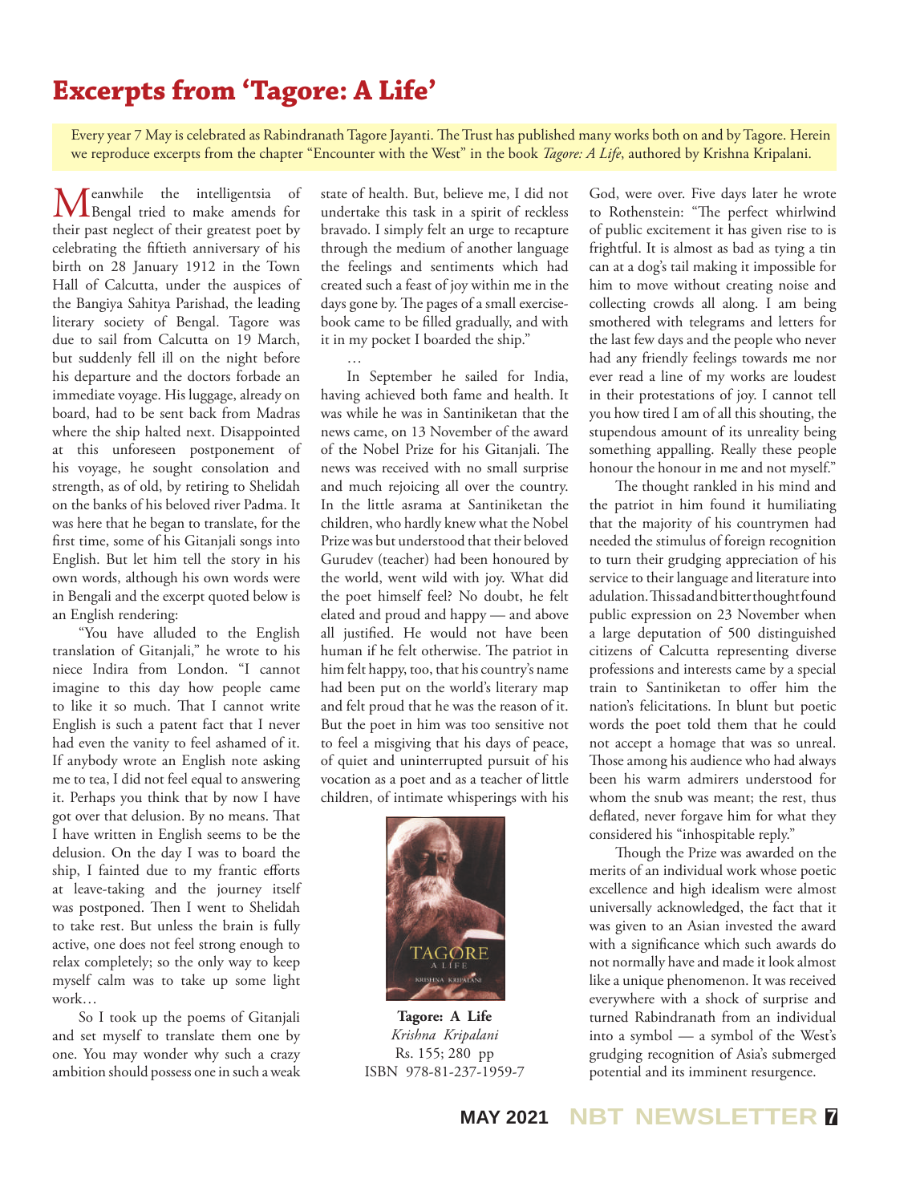# Excerpts from 'Tagore: A Life'

Every year 7 May is celebrated as Rabindranath Tagore Jayanti. The Trust has published many works both on and by Tagore. Herein we reproduce excerpts from the chapter "Encounter with the West" in the book *Tagore: A Life*, authored by Krishna Kripalani.

Meanwhile the intelligentsia of Bengal tried to make amends for their past neglect of their greatest poet by celebrating the fiftieth anniversary of his birth on 28 January 1912 in the Town Hall of Calcutta, under the auspices of the Bangiya Sahitya Parishad, the leading literary society of Bengal. Tagore was due to sail from Calcutta on 19 March, but suddenly fell ill on the night before his departure and the doctors forbade an immediate voyage. His luggage, already on board, had to be sent back from Madras where the ship halted next. Disappointed at this unforeseen postponement of his voyage, he sought consolation and strength, as of old, by retiring to Shelidah on the banks of his beloved river Padma. It was here that he began to translate, for the first time, some of his Gitanjali songs into English. But let him tell the story in his own words, although his own words were in Bengali and the excerpt quoted below is an English rendering:

"You have alluded to the English translation of Gitanjali," he wrote to his niece Indira from London. "I cannot imagine to this day how people came to like it so much. That I cannot write English is such a patent fact that I never had even the vanity to feel ashamed of it. If anybody wrote an English note asking me to tea, I did not feel equal to answering it. Perhaps you think that by now I have got over that delusion. By no means. That I have written in English seems to be the delusion. On the day I was to board the ship, I fainted due to my frantic efforts at leave-taking and the journey itself was postponed. Then I went to Shelidah to take rest. But unless the brain is fully active, one does not feel strong enough to relax completely; so the only way to keep myself calm was to take up some light work…

So I took up the poems of Gitanjali and set myself to translate them one by one. You may wonder why such a crazy ambition should possess one in such a weak state of health. But, believe me, I did not undertake this task in a spirit of reckless bravado. I simply felt an urge to recapture through the medium of another language the feelings and sentiments which had created such a feast of joy within me in the days gone by. The pages of a small exercise-book came to be filled gradually, and with it in my pocket I boarded the ship."

…

In September he sailed for India, having achieved both fame and health. It was while he was in Santiniketan that the news came, on 13 November of the award of the Nobel Prize for his Gitanjali. The news was received with no small surprise and much rejoicing all over the country. In the little asrama at Santiniketan the children, who hardly knew what the Nobel Prize was but understood that their beloved Gurudev (teacher) had been honoured by the world, went wild with joy. What did the poet himself feel? No doubt, he felt elated and proud and happy — and above all justified. He would not have been human if he felt otherwise. The patriot in him felt happy, too, that his country's name had been put on the world's literary map and felt proud that he was the reason of it. But the poet in him was too sensitive not to feel a misgiving that his days of peace, of quiet and uninterrupted pursuit of his vocation as a poet and as a teacher of little children, of intimate whisperings with his God, were over. Five days later he wrote to Rothenstein: "The perfect whirlwind of public excitement it has given rise to is frightful. It is almost as bad as tying a tin can at a dog's tail making it impossible for him to move without creating noise and collecting crowds all along. I am being smothered with telegrams and letters for the last few days and the people who never had any friendly feelings towards me nor ever read a line of my works are loudest in their protestations of joy. I cannot tell you how tired I am of all this shouting, the stupendous amount of its unreality being something appalling. Really these people honour the honour in me and not myself."

The thought rankled in his mind and the patriot in him found it humiliating that the majority of his countrymen had needed the stimulus of foreign recognition to turn their grudging appreciation of his service to their language and literature into adulation. This sad and bitter thought found public expression on 23 November when a large deputation of 500 distinguished citizens of Calcutta representing diverse professions and interests came by a special train to Santiniketan to offer him the nation's felicitations. In blunt but poetic words the poet told them that he could not accept a homage that was so unreal. Those among his audience who had always been his warm admirers understood for whom the snub was meant; the rest, thus deflated, never forgave him for what they considered his "inhospitable reply."

Though the Prize was awarded on the merits of an individual work whose poetic excellence and high idealism were almost universally acknowledged, the fact that it was given to an Asian invested the award with a significance which such awards do not normally have and made it look almost like a unique phenomenon. It was received everywhere with a shock of surprise and turned Rabindranath from an individual into a symbol — a symbol of the West's grudging recognition of Asia's submerged potential and its imminent resurgence.

TAGORE
A LIFE
KRISHNA KRIPALANI

**Tagore: A Life**
*Krishna Kripalani*
Rs. 155; 280 pp
ISBN 978-81-237-1959-7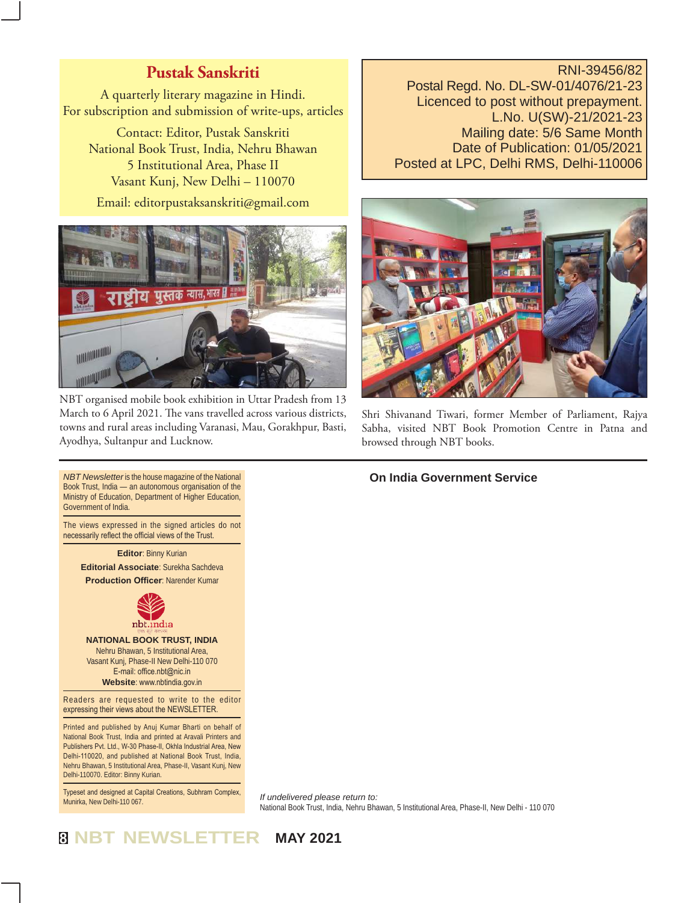## Pustak Sanskriti

A quarterly literary magazine in Hindi.
For subscription and submission of write-ups, articles

Contact: Editor, Pustak Sanskriti
National Book Trust, India, Nehru Bhawan
5 Institutional Area, Phase II
Vasant Kunj, New Delhi – 110070

Email: editorpustaksanskriti@gmail.com

RNI-39456/82
Postal Regd. No. DL-SW-01/4076/21-23
Licenced to post without prepayment.
L.No. U(SW)-21/2021-23
Mailing date: 5/6 Same Month
Date of Publication: 01/05/2021
Posted at LPC, Delhi RMS, Delhi-110006

NBT organised mobile book exhibition in Uttar Pradesh from 13 March to 6 April 2021. The vans travelled across various districts, towns and rural areas including Varanasi, Mau, Gorakhpur, Basti, Ayodhya, Sultanpur and Lucknow.

Shri Shivanand Tiwari, former Member of Parliament, Rajya Sabha, visited NBT Book Promotion Centre in Patna and browsed through NBT books.

*NBT Newsletter* is the house magazine of the National Book Trust, India — an autonomous organisation of the Ministry of Education, Department of Higher Education, Government of India.

The views expressed in the signed articles do not necessarily reflect the official views of the Trust.

**Editor**: Binny Kurian
**Editorial Associate**: Surekha Sachdeva
**Production Officer**: Narender Kumar

**NATIONAL BOOK TRUST, INDIA**
Nehru Bhawan, 5 Institutional Area,
Vasant Kunj, Phase-II New Delhi-110 070
E-mail: office.nbt@nic.in
**Website**: www.nbtindia.gov.in

Readers are requested to write to the editor expressing their views about the NEWSLETTER.

Printed and published by Anuj Kumar Bharti on behalf of National Book Trust, India and printed at Aravali Printers and Publishers Pvt. Ltd., W-30 Phase-II, Okhla Industrial Area, New Delhi-110020, and published at National Book Trust, India, Nehru Bhawan, 5 Institutional Area, Phase-II, Vasant Kunj, New Delhi-110070. Editor: Binny Kurian.

Typeset and designed at Capital Creations, Subhram Complex, Munirka, New Delhi-110 067.

**On India Government Service**

*If undelivered please return to:*
National Book Trust, India, Nehru Bhawan, 5 Institutional Area, Phase-II, New Delhi - 110 070